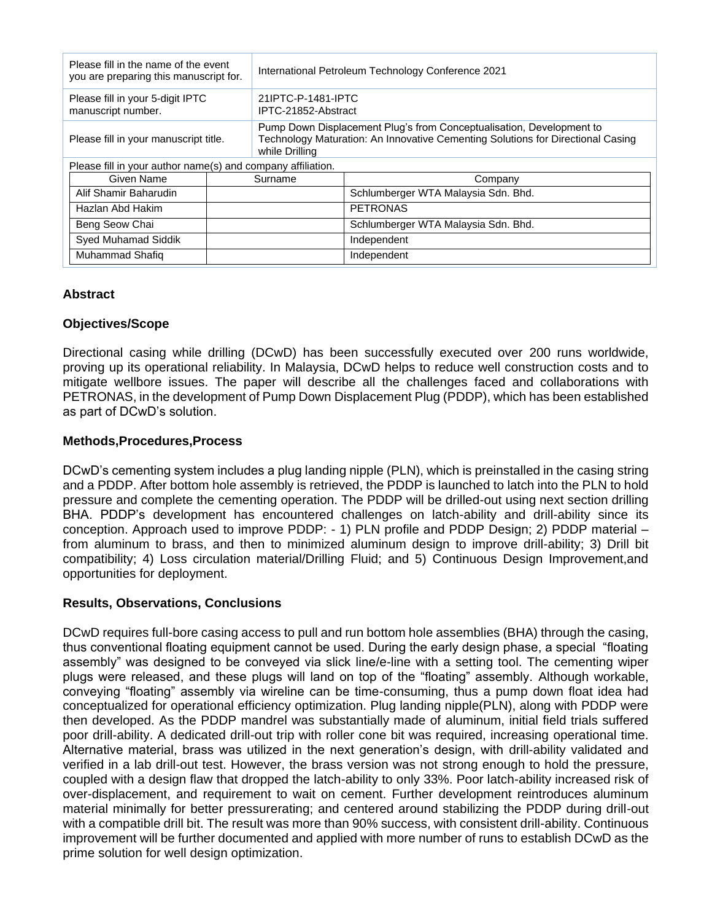| Please fill in the name of the event you are preparing this manuscript for. | International Petroleum Technology Conference 2021 |
|---|---|
| Please fill in your 5-digit IPTC manuscript number. | 21IPTC-P-1481-IPTC<br>IPTC-21852-Abstract |
| Please fill in your manuscript title. | Pump Down Displacement Plug's from Conceptualisation, Development to Technology Maturation: An Innovative Cementing Solutions for Directional Casing while Drilling |

Please fill in your author name(s) and company affiliation.

| Given Name | Surname | Company |
|---|---|---|
| Alif Shamir Baharudin | | Schlumberger WTA Malaysia Sdn. Bhd. |
| Hazlan Abd Hakim | | PETRONAS |
| Beng Seow Chai | | Schlumberger WTA Malaysia Sdn. Bhd. |
| Syed Muhamad Siddik | | Independent |
| Muhammad Shafiq | | Independent |

## Abstract

### Objectives/Scope

Directional casing while drilling (DCwD) has been successfully executed over 200 runs worldwide, proving up its operational reliability. In Malaysia, DCwD helps to reduce well construction costs and to mitigate wellbore issues. The paper will describe all the challenges faced and collaborations with PETRONAS, in the development of Pump Down Displacement Plug (PDDP), which has been established as part of DCwD's solution.

### Methods,Procedures,Process

DCwD's cementing system includes a plug landing nipple (PLN), which is preinstalled in the casing string and a PDDP. After bottom hole assembly is retrieved, the PDDP is launched to latch into the PLN to hold pressure and complete the cementing operation. The PDDP will be drilled-out using next section drilling BHA. PDDP's development has encountered challenges on latch-ability and drill-ability since its conception. Approach used to improve PDDP: - 1) PLN profile and PDDP Design; 2) PDDP material – from aluminum to brass, and then to minimized aluminum design to improve drill-ability; 3) Drill bit compatibility; 4) Loss circulation material/Drilling Fluid; and 5) Continuous Design Improvement,and opportunities for deployment.

### Results, Observations, Conclusions

DCwD requires full-bore casing access to pull and run bottom hole assemblies (BHA) through the casing, thus conventional floating equipment cannot be used. During the early design phase, a special "floating assembly" was designed to be conveyed via slick line/e-line with a setting tool. The cementing wiper plugs were released, and these plugs will land on top of the "floating" assembly. Although workable, conveying "floating" assembly via wireline can be time-consuming, thus a pump down float idea had conceptualized for operational efficiency optimization. Plug landing nipple(PLN), along with PDDP were then developed. As the PDDP mandrel was substantially made of aluminum, initial field trials suffered poor drill-ability. A dedicated drill-out trip with roller cone bit was required, increasing operational time. Alternative material, brass was utilized in the next generation's design, with drill-ability validated and verified in a lab drill-out test. However, the brass version was not strong enough to hold the pressure, coupled with a design flaw that dropped the latch-ability to only 33%. Poor latch-ability increased risk of over-displacement, and requirement to wait on cement. Further development reintroduces aluminum material minimally for better pressurerating; and centered around stabilizing the PDDP during drill-out with a compatible drill bit. The result was more than 90% success, with consistent drill-ability. Continuous improvement will be further documented and applied with more number of runs to establish DCwD as the prime solution for well design optimization.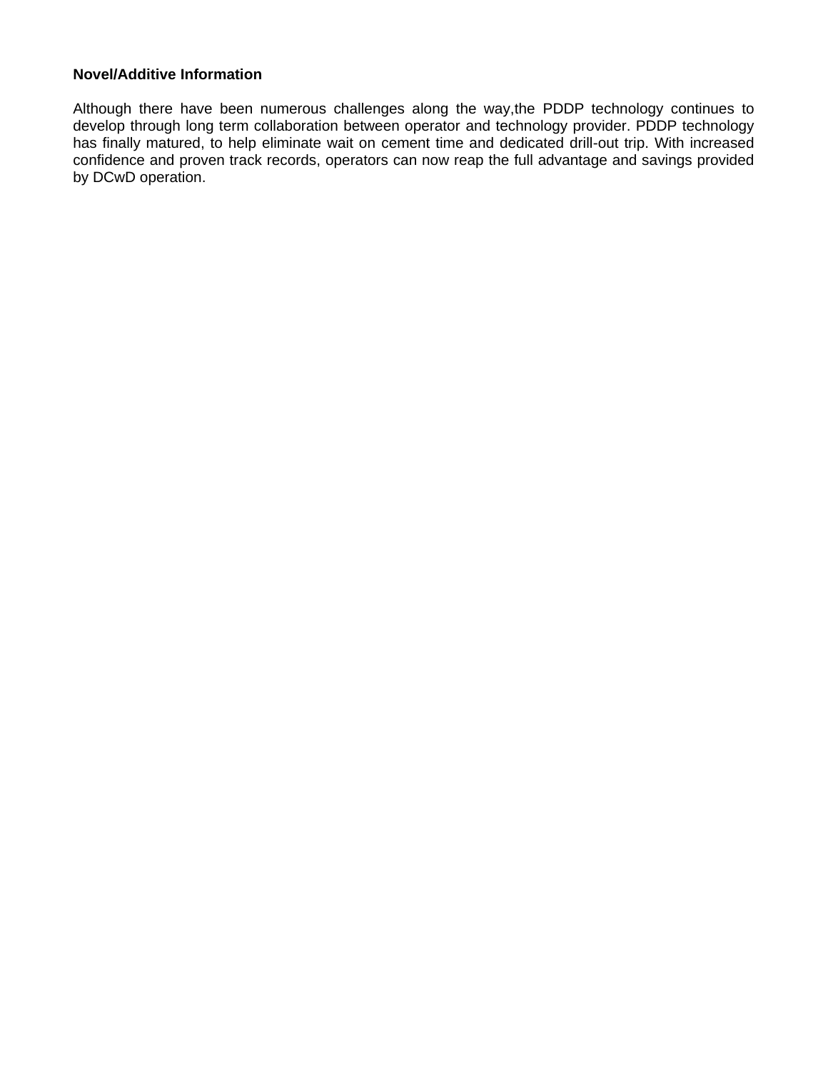**Novel/Additive Information**

Although there have been numerous challenges along the way,the PDDP technology continues to develop through long term collaboration between operator and technology provider. PDDP technology has finally matured, to help eliminate wait on cement time and dedicated drill-out trip. With increased confidence and proven track records, operators can now reap the full advantage and savings provided by DCwD operation.